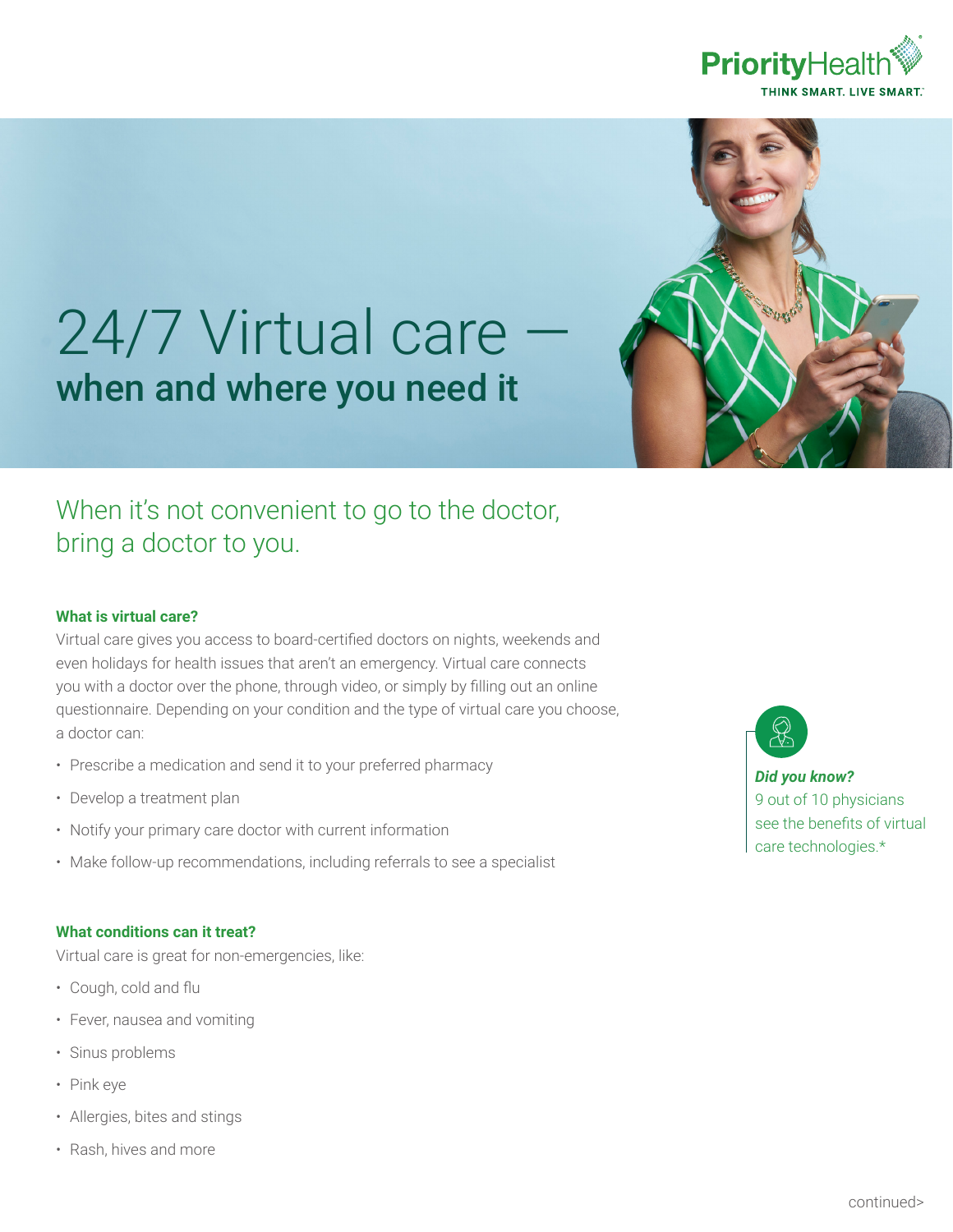PriorityHealth

THINK SMART. LIVE SMART.

# 24/7 Virtual care — when and where you need it

## When it's not convenient to go to the doctor, bring a doctor to you.

### What is virtual care?

Virtual care gives you access to board-certified doctors on nights, weekends and even holidays for health issues that aren't an emergency. Virtual care connects you with a doctor over the phone, through video, or simply by filling out an online questionnaire. Depending on your condition and the type of virtual care you choose, a doctor can:

- Prescribe a medication and send it to your preferred pharmacy
- Develop a treatment plan
- Notify your primary care doctor with current information
- Make follow-up recommendations, including referrals to see a specialist

***Did you know?***
9 out of 10 physicians see the benefits of virtual care technologies.*

### What conditions can it treat?

Virtual care is great for non-emergencies, like:

- Cough, cold and flu
- Fever, nausea and vomiting
- Sinus problems
- Pink eye
- Allergies, bites and stings
- Rash, hives and more

continued>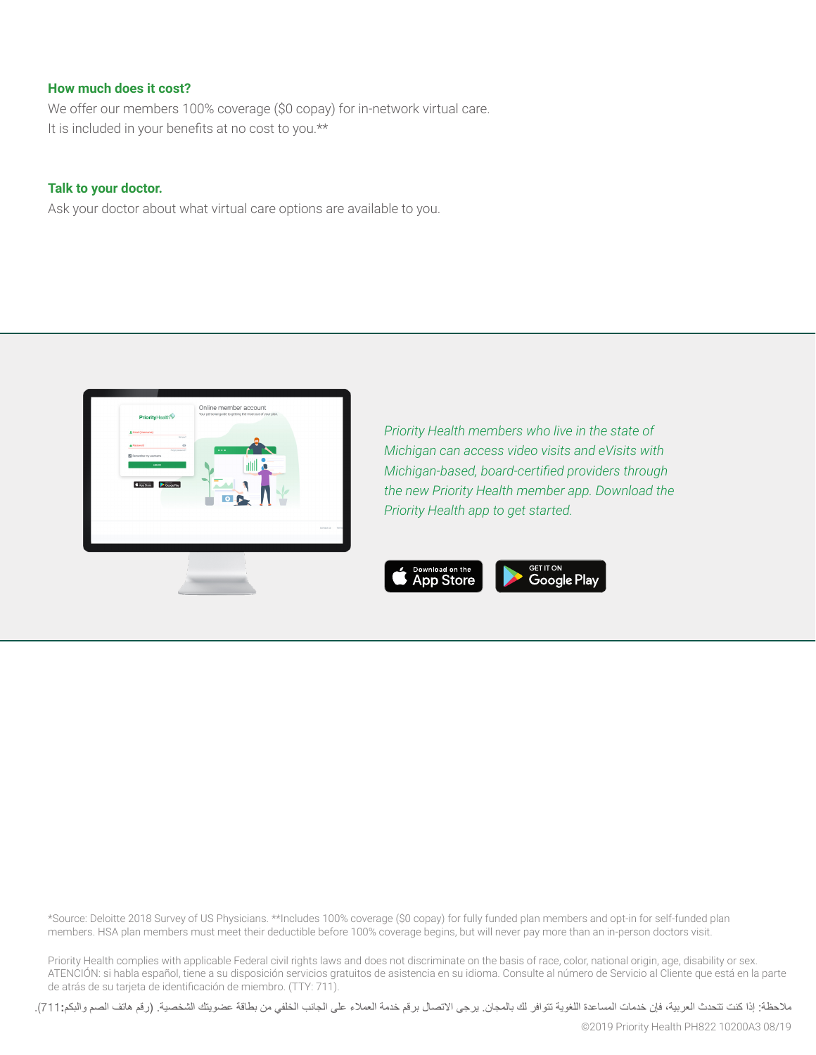### How much does it cost?

We offer our members 100% coverage ($0 copay) for in-network virtual care.
It is included in your benefits at no cost to you.**

### Talk to your doctor.

Ask your doctor about what virtual care options are available to you.

*Priority Health members who live in the state of Michigan can access video visits and eVisits with Michigan-based, board-certified providers through the new Priority Health member app. Download the Priority Health app to get started.*

Download on the App Store

GET IT ON Google Play

*Source: Deloitte 2018 Survey of US Physicians. **Includes 100% coverage ($0 copay) for fully funded plan members and opt-in for self-funded plan members. HSA plan members must meet their deductible before 100% coverage begins, but will never pay more than an in-person doctors visit.

Priority Health complies with applicable Federal civil rights laws and does not discriminate on the basis of race, color, national origin, age, disability or sex.
ATENCIÓN: si habla español, tiene a su disposición servicios gratuitos de asistencia en su idioma. Consulte al número de Servicio al Cliente que está en la parte de atrás de su tarjeta de identificación de miembro. (TTY: 711).

ملاحظة: إذا كنت تتحدث العربية، فإن خدمات المساعدة اللغوية تتوافر لك بالمجان. يرجى الاتصال برقم خدمة العملاء على الجانب الخلفي من بطاقة عضويتك الشخصية. (رقم هاتف الصم والبكم: 711).

©2019 Priority Health PH822 10200A3 08/19